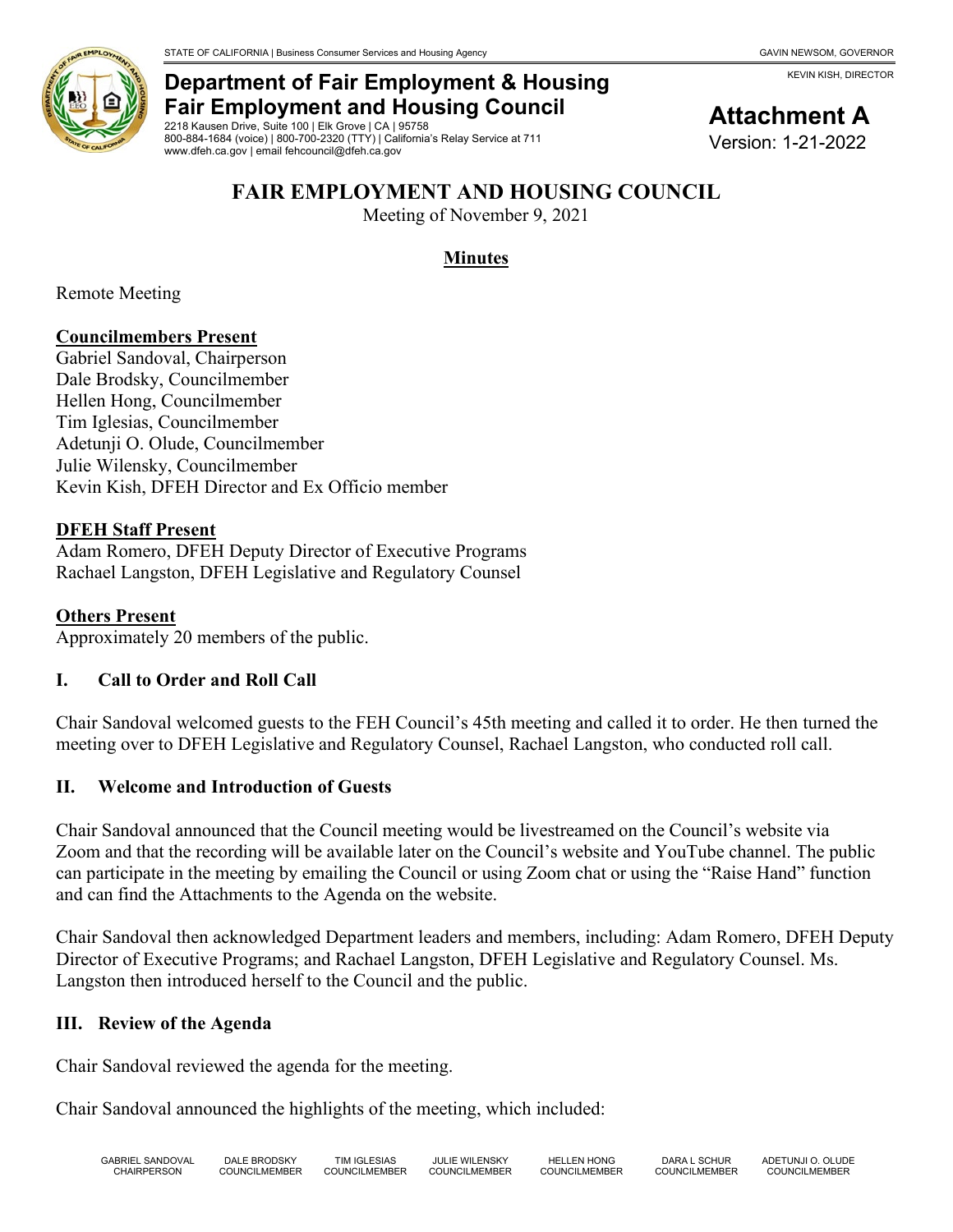STATE OF CALIFORNIA | Business Consumer Services and Housing Agency

GAVIN NEWSOM, GOVERNOR

KEVIN KISH, DIRECTOR

# Department of Fair Employment & Housing
# Fair Employment and Housing Council

2218 Kausen Drive, Suite 100 | Elk Grove | CA | 95758
800-884-1684 (voice) | 800-700-2320 (TTY) | California's Relay Service at 711
www.dfeh.ca.gov | email fehcouncil@dfeh.ca.gov

**Attachment A**
Version: 1-21-2022

## FAIR EMPLOYMENT AND HOUSING COUNCIL

Meeting of November 9, 2021

**Minutes**

Remote Meeting

**Councilmembers Present**

Gabriel Sandoval, Chairperson
Dale Brodsky, Councilmember
Hellen Hong, Councilmember
Tim Iglesias, Councilmember
Adetunji O. Olude, Councilmember
Julie Wilensky, Councilmember
Kevin Kish, DFEH Director and Ex Officio member

**DFEH Staff Present**

Adam Romero, DFEH Deputy Director of Executive Programs
Rachael Langston, DFEH Legislative and Regulatory Counsel

**Others Present**

Approximately 20 members of the public.

### I. Call to Order and Roll Call

Chair Sandoval welcomed guests to the FEH Council's 45th meeting and called it to order. He then turned the meeting over to DFEH Legislative and Regulatory Counsel, Rachael Langston, who conducted roll call.

### II. Welcome and Introduction of Guests

Chair Sandoval announced that the Council meeting would be livestreamed on the Council's website via Zoom and that the recording will be available later on the Council's website and YouTube channel. The public can participate in the meeting by emailing the Council or using Zoom chat or using the "Raise Hand" function and can find the Attachments to the Agenda on the website.

Chair Sandoval then acknowledged Department leaders and members, including: Adam Romero, DFEH Deputy Director of Executive Programs; and Rachael Langston, DFEH Legislative and Regulatory Counsel. Ms. Langston then introduced herself to the Council and the public.

### III. Review of the Agenda

Chair Sandoval reviewed the agenda for the meeting.

Chair Sandoval announced the highlights of the meeting, which included:

GABRIEL SANDOVAL CHAIRPERSON | DALE BRODSKY COUNCILMEMBER | TIM IGLESIAS COUNCILMEMBER | JULIE WILENSKY COUNCILMEMBER | HELLEN HONG COUNCILMEMBER | DARA L SCHUR COUNCILMEMBER | ADETUNJI O. OLUDE COUNCILMEMBER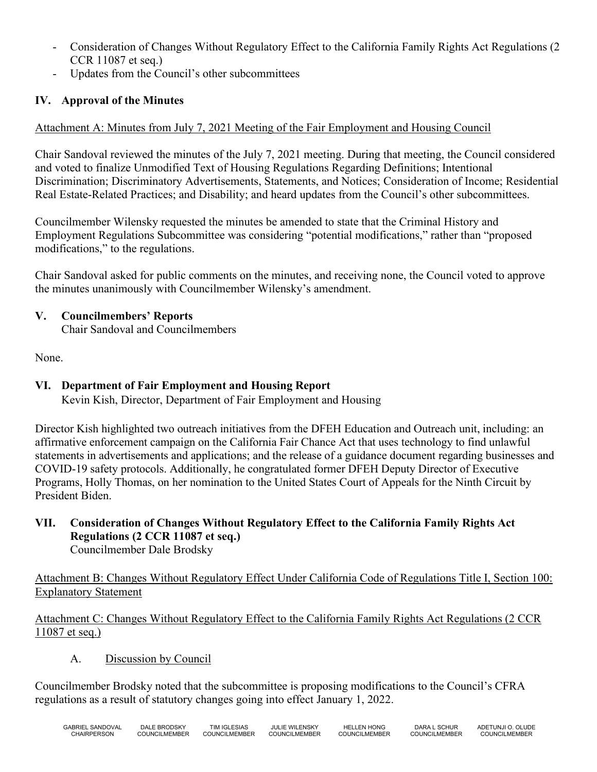- Consideration of Changes Without Regulatory Effect to the California Family Rights Act Regulations (2 CCR 11087 et seq.)
- Updates from the Council's other subcommittees

## IV. Approval of the Minutes

Attachment A: Minutes from July 7, 2021 Meeting of the Fair Employment and Housing Council

Chair Sandoval reviewed the minutes of the July 7, 2021 meeting. During that meeting, the Council considered and voted to finalize Unmodified Text of Housing Regulations Regarding Definitions; Intentional Discrimination; Discriminatory Advertisements, Statements, and Notices; Consideration of Income; Residential Real Estate-Related Practices; and Disability; and heard updates from the Council's other subcommittees.

Councilmember Wilensky requested the minutes be amended to state that the Criminal History and Employment Regulations Subcommittee was considering "potential modifications," rather than "proposed modifications," to the regulations.

Chair Sandoval asked for public comments on the minutes, and receiving none, the Council voted to approve the minutes unanimously with Councilmember Wilensky's amendment.

## V. Councilmembers' Reports

Chair Sandoval and Councilmembers

None.

## VI. Department of Fair Employment and Housing Report

Kevin Kish, Director, Department of Fair Employment and Housing

Director Kish highlighted two outreach initiatives from the DFEH Education and Outreach unit, including: an affirmative enforcement campaign on the California Fair Chance Act that uses technology to find unlawful statements in advertisements and applications; and the release of a guidance document regarding businesses and COVID-19 safety protocols. Additionally, he congratulated former DFEH Deputy Director of Executive Programs, Holly Thomas, on her nomination to the United States Court of Appeals for the Ninth Circuit by President Biden.

## VII. Consideration of Changes Without Regulatory Effect to the California Family Rights Act Regulations (2 CCR 11087 et seq.)

Councilmember Dale Brodsky

Attachment B: Changes Without Regulatory Effect Under California Code of Regulations Title I, Section 100: Explanatory Statement

Attachment C: Changes Without Regulatory Effect to the California Family Rights Act Regulations (2 CCR 11087 et seq.)

A. Discussion by Council

Councilmember Brodsky noted that the subcommittee is proposing modifications to the Council's CFRA regulations as a result of statutory changes going into effect January 1, 2022.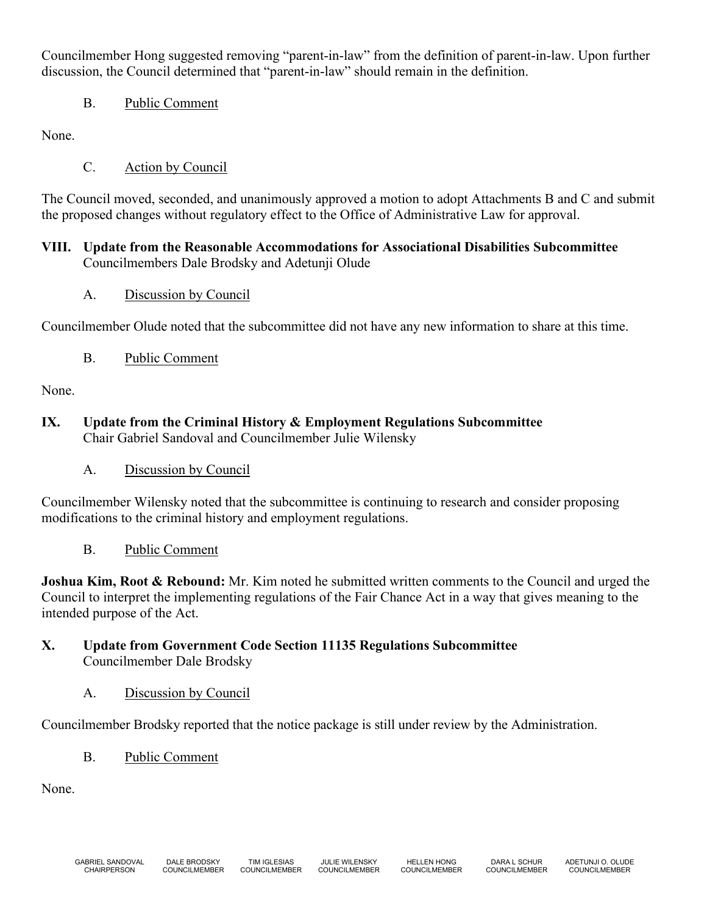Councilmember Hong suggested removing "parent-in-law" from the definition of parent-in-law. Upon further discussion, the Council determined that "parent-in-law" should remain in the definition.

B. Public Comment

None.

C. Action by Council

The Council moved, seconded, and unanimously approved a motion to adopt Attachments B and C and submit the proposed changes without regulatory effect to the Office of Administrative Law for approval.

## VIII. Update from the Reasonable Accommodations for Associational Disabilities Subcommittee

Councilmembers Dale Brodsky and Adetunji Olude

A. Discussion by Council

Councilmember Olude noted that the subcommittee did not have any new information to share at this time.

B. Public Comment

None.

## IX. Update from the Criminal History & Employment Regulations Subcommittee

Chair Gabriel Sandoval and Councilmember Julie Wilensky

A. Discussion by Council

Councilmember Wilensky noted that the subcommittee is continuing to research and consider proposing modifications to the criminal history and employment regulations.

B. Public Comment

**Joshua Kim, Root & Rebound:** Mr. Kim noted he submitted written comments to the Council and urged the Council to interpret the implementing regulations of the Fair Chance Act in a way that gives meaning to the intended purpose of the Act.

## X. Update from Government Code Section 11135 Regulations Subcommittee

Councilmember Dale Brodsky

A. Discussion by Council

Councilmember Brodsky reported that the notice package is still under review by the Administration.

B. Public Comment

None.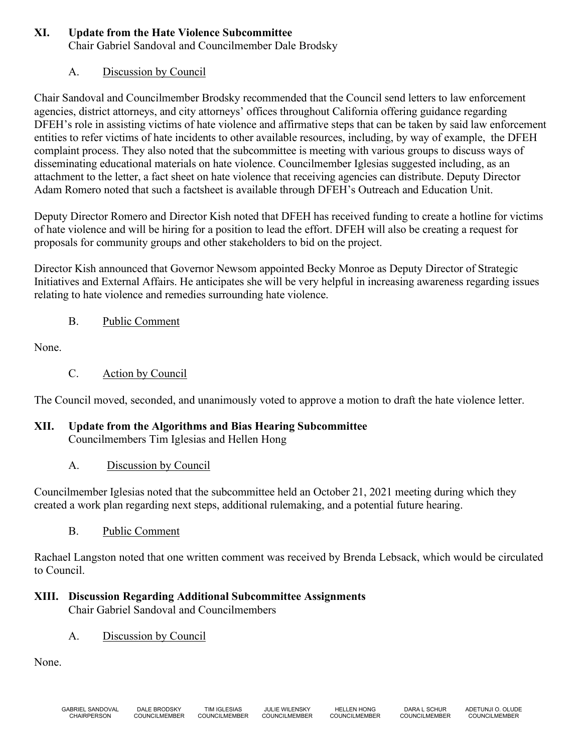## XI. Update from the Hate Violence Subcommittee

Chair Gabriel Sandoval and Councilmember Dale Brodsky

### A. Discussion by Council

Chair Sandoval and Councilmember Brodsky recommended that the Council send letters to law enforcement agencies, district attorneys, and city attorneys' offices throughout California offering guidance regarding DFEH's role in assisting victims of hate violence and affirmative steps that can be taken by said law enforcement entities to refer victims of hate incidents to other available resources, including, by way of example, the DFEH complaint process. They also noted that the subcommittee is meeting with various groups to discuss ways of disseminating educational materials on hate violence. Councilmember Iglesias suggested including, as an attachment to the letter, a fact sheet on hate violence that receiving agencies can distribute. Deputy Director Adam Romero noted that such a factsheet is available through DFEH's Outreach and Education Unit.

Deputy Director Romero and Director Kish noted that DFEH has received funding to create a hotline for victims of hate violence and will be hiring for a position to lead the effort. DFEH will also be creating a request for proposals for community groups and other stakeholders to bid on the project.

Director Kish announced that Governor Newsom appointed Becky Monroe as Deputy Director of Strategic Initiatives and External Affairs. He anticipates she will be very helpful in increasing awareness regarding issues relating to hate violence and remedies surrounding hate violence.

### B. Public Comment

None.

### C. Action by Council

The Council moved, seconded, and unanimously voted to approve a motion to draft the hate violence letter.

## XII. Update from the Algorithms and Bias Hearing Subcommittee

Councilmembers Tim Iglesias and Hellen Hong

### A. Discussion by Council

Councilmember Iglesias noted that the subcommittee held an October 21, 2021 meeting during which they created a work plan regarding next steps, additional rulemaking, and a potential future hearing.

### B. Public Comment

Rachael Langston noted that one written comment was received by Brenda Lebsack, which would be circulated to Council.

## XIII. Discussion Regarding Additional Subcommittee Assignments

Chair Gabriel Sandoval and Councilmembers

### A. Discussion by Council

None.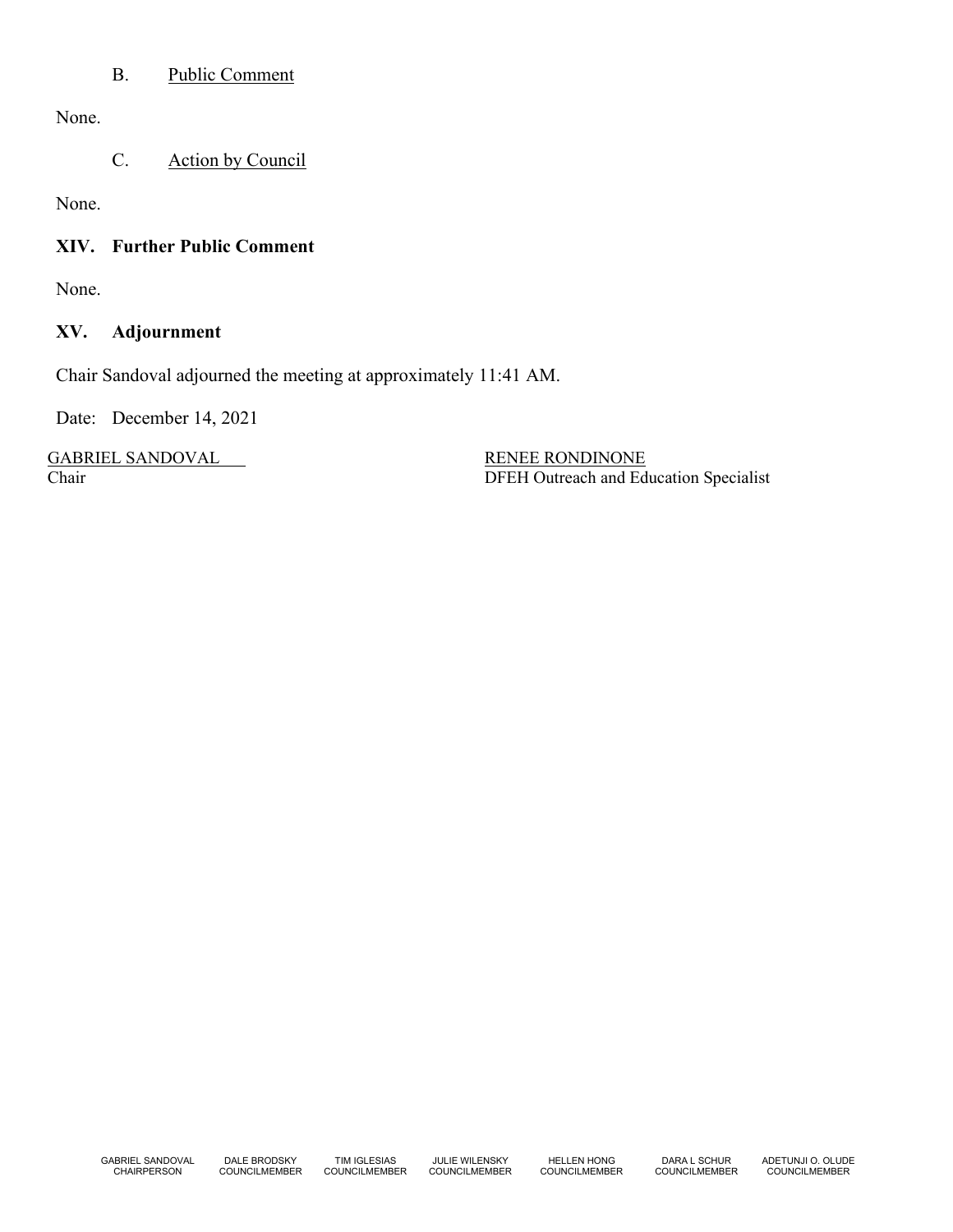B. Public Comment

None.

C. Action by Council

None.

## XIV. Further Public Comment

None.

## XV. Adjournment

Chair Sandoval adjourned the meeting at approximately 11:41 AM.

Date: December 14, 2021

GABRIEL SANDOVAL
Chair

RENEE RONDINONE
DFEH Outreach and Education Specialist